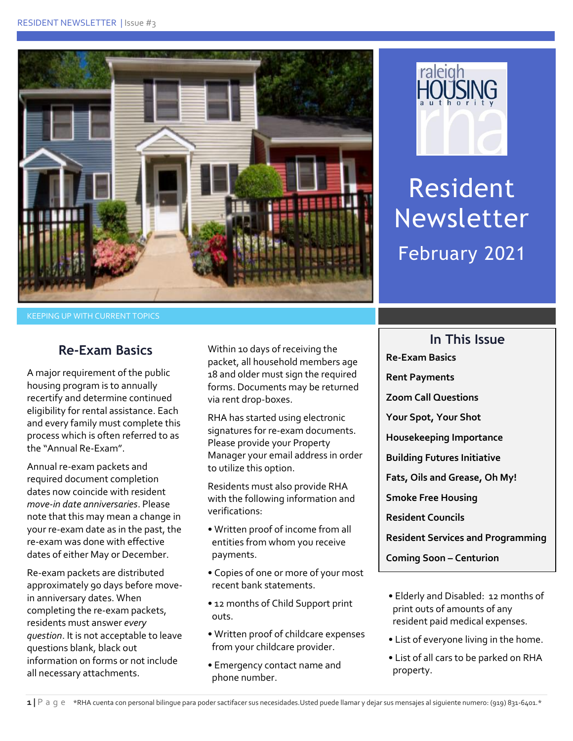RESIDENT NEWSLETTER | Issue #3

raleigh HOUSING authority

# Resident Newsletter

February 2021

KEEPING UP WITH CURRENT TOPICS

## Re-Exam Basics

A major requirement of the public housing program is to annually recertify and determine continued eligibility for rental assistance. Each and every family must complete this process which is often referred to as the "Annual Re-Exam".

Annual re-exam packets and required document completion dates now coincide with resident *move-in date anniversaries*. Please note that this may mean a change in your re-exam date as in the past, the re-exam was done with effective dates of either May or December.

Re-exam packets are distributed approximately 90 days before move-in anniversary dates. When completing the re-exam packets, residents must answer *every question*. It is not acceptable to leave questions blank, black out information on forms or not include all necessary attachments.

Within 10 days of receiving the packet, all household members age 18 and older must sign the required forms. Documents may be returned via rent drop-boxes.

RHA has started using electronic signatures for re-exam documents. Please provide your Property Manager your email address in order to utilize this option.

Residents must also provide RHA with the following information and verifications:

- Written proof of income from all entities from whom you receive payments.
- Copies of one or more of your most recent bank statements.
- 12 months of Child Support print outs.
- Written proof of childcare expenses from your childcare provider.
- Emergency contact name and phone number.
- Elderly and Disabled: 12 months of print outs of amounts of any resident paid medical expenses.
- List of everyone living in the home.
- List of all cars to be parked on RHA property.

## In This Issue

**Re-Exam Basics**

**Rent Payments**

**Zoom Call Questions**

**Your Spot, Your Shot**

**Housekeeping Importance**

**Building Futures Initiative**

**Fats, Oils and Grease, Oh My!**

**Smoke Free Housing**

**Resident Councils**

**Resident Services and Programming**

**Coming Soon – Centurion**

*RHA cuenta con personal bilingue para poder sactifacer sus necesidades.Usted puede llamar y dejar sus mensajes al siguiente numero: (919) 831-6401.*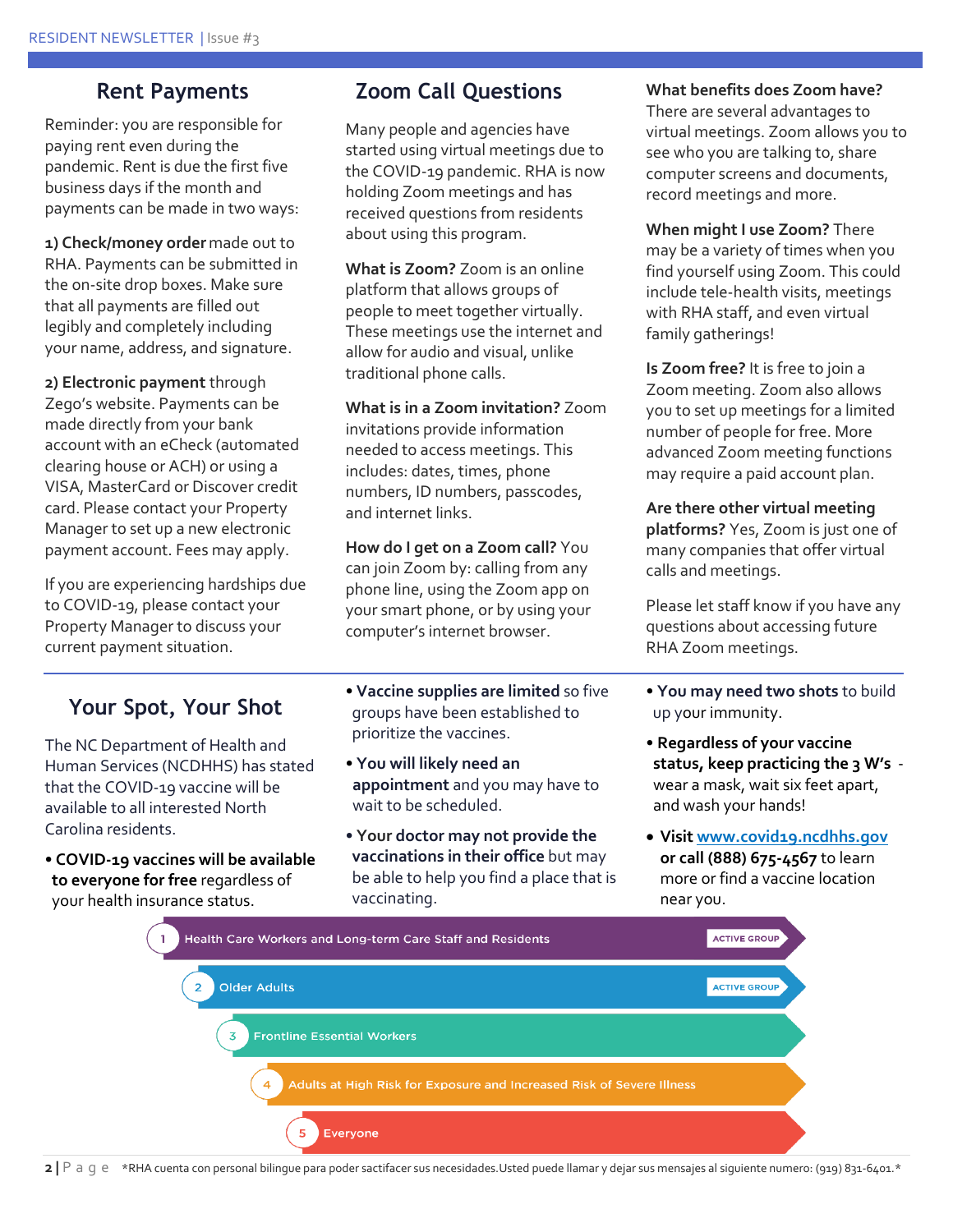## Rent Payments

Reminder: you are responsible for paying rent even during the pandemic. Rent is due the first five business days if the month and payments can be made in two ways:

**1) Check/money order** made out to RHA. Payments can be submitted in the on-site drop boxes. Make sure that all payments are filled out legibly and completely including your name, address, and signature.

**2) Electronic payment** through Zego's website. Payments can be made directly from your bank account with an eCheck (automated clearing house or ACH) or using a VISA, MasterCard or Discover credit card. Please contact your Property Manager to set up a new electronic payment account. Fees may apply.

If you are experiencing hardships due to COVID-19, please contact your Property Manager to discuss your current payment situation.

## Zoom Call Questions

Many people and agencies have started using virtual meetings due to the COVID-19 pandemic. RHA is now holding Zoom meetings and has received questions from residents about using this program.

**What is Zoom?** Zoom is an online platform that allows groups of people to meet together virtually. These meetings use the internet and allow for audio and visual, unlike traditional phone calls.

**What is in a Zoom invitation?** Zoom invitations provide information needed to access meetings. This includes: dates, times, phone numbers, ID numbers, passcodes, and internet links.

**How do I get on a Zoom call?** You can join Zoom by: calling from any phone line, using the Zoom app on your smart phone, or by using your computer's internet browser.

**What benefits does Zoom have?** There are several advantages to virtual meetings. Zoom allows you to see who you are talking to, share computer screens and documents, record meetings and more.

**When might I use Zoom?** There may be a variety of times when you find yourself using Zoom. This could include tele-health visits, meetings with RHA staff, and even virtual family gatherings!

**Is Zoom free?** It is free to join a Zoom meeting. Zoom also allows you to set up meetings for a limited number of people for free. More advanced Zoom meeting functions may require a paid account plan.

**Are there other virtual meeting platforms?** Yes, Zoom is just one of many companies that offer virtual calls and meetings.

Please let staff know if you have any questions about accessing future RHA Zoom meetings.

## Your Spot, Your Shot

The NC Department of Health and Human Services (NCDHHS) has stated that the COVID-19 vaccine will be available to all interested North Carolina residents.

- **COVID-19 vaccines will be available to everyone for free** regardless of your health insurance status.
- **Vaccine supplies are limited** so five groups have been established to prioritize the vaccines.
- **You will likely need an appointment** and you may have to wait to be scheduled.
- **Your doctor may not provide the vaccinations in their office** but may be able to help you find a place that is vaccinating.
- **You may need two shots** to build up your immunity.
- **Regardless of your vaccine status, keep practicing the 3 W's** - wear a mask, wait six feet apart, and wash your hands!
- **Visit [www.covid19.ncdhhs.gov](http://www.covid19.ncdhhs.gov) or call (888) 675-4567** to learn more or find a vaccine location near you.

1. Health Care Workers and Long-term Care Staff and Residents — ACTIVE GROUP
2. Older Adults — ACTIVE GROUP
3. Frontline Essential Workers
4. Adults at High Risk for Exposure and Increased Risk of Severe Illness
5. Everyone

*RHA cuenta con personal bilingue para poder sactifacer sus necesidades.Usted puede llamar y dejar sus mensajes al siguiente numero: (919) 831-6401.*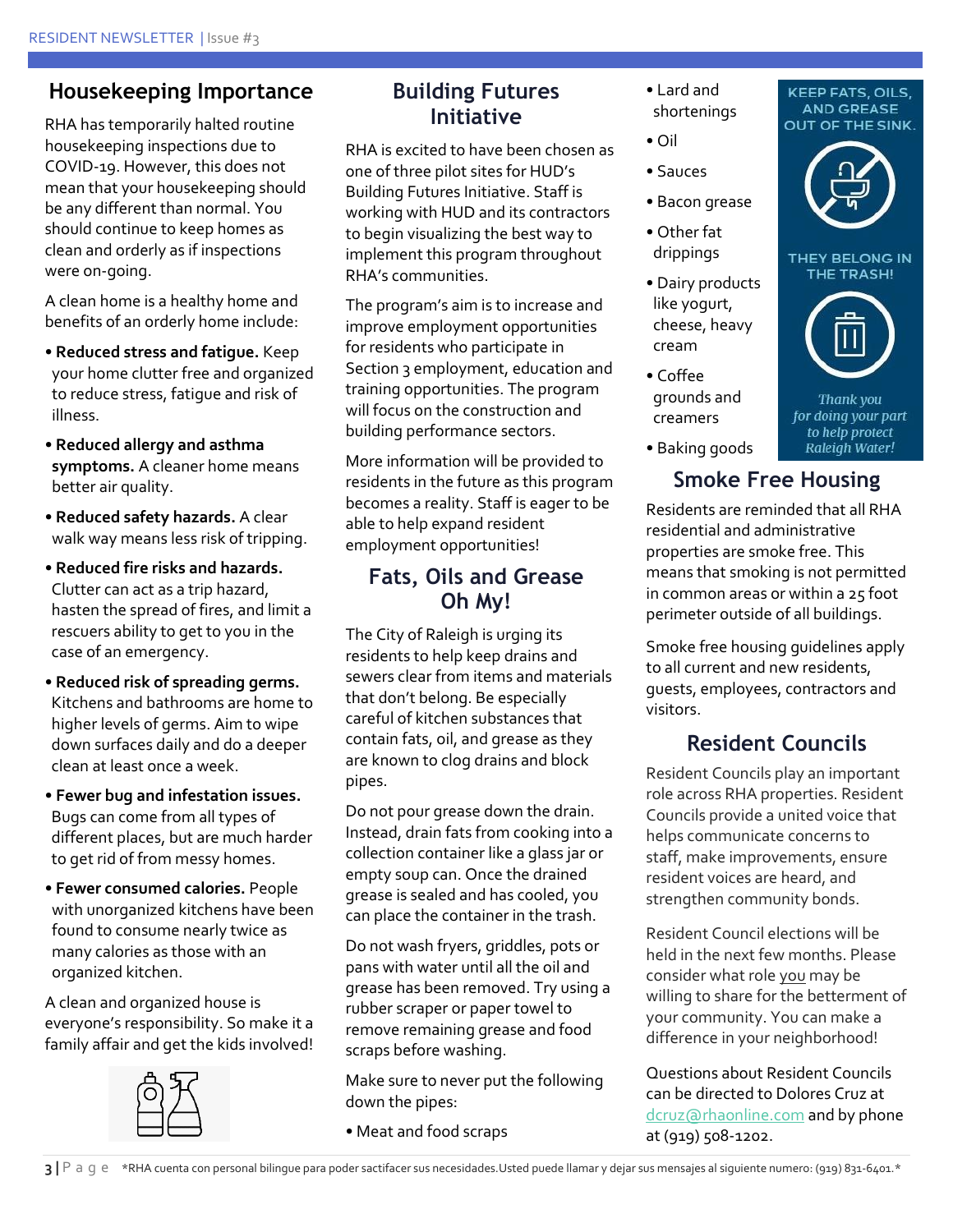## Housekeeping Importance

RHA has temporarily halted routine housekeeping inspections due to COVID-19. However, this does not mean that your housekeeping should be any different than normal. You should continue to keep homes as clean and orderly as if inspections were on-going.

A clean home is a healthy home and benefits of an orderly home include:

- **Reduced stress and fatigue.** Keep your home clutter free and organized to reduce stress, fatigue and risk of illness.
- **Reduced allergy and asthma symptoms.** A cleaner home means better air quality.
- **Reduced safety hazards.** A clear walk way means less risk of tripping.
- **Reduced fire risks and hazards.** Clutter can act as a trip hazard, hasten the spread of fires, and limit a rescuers ability to get to you in the case of an emergency.
- **Reduced risk of spreading germs.** Kitchens and bathrooms are home to higher levels of germs. Aim to wipe down surfaces daily and do a deeper clean at least once a week.
- **Fewer bug and infestation issues.** Bugs can come from all types of different places, but are much harder to get rid of from messy homes.
- **Fewer consumed calories.** People with unorganized kitchens have been found to consume nearly twice as many calories as those with an organized kitchen.

A clean and organized house is everyone's responsibility. So make it a family affair and get the kids involved!

## Building Futures Initiative

RHA is excited to have been chosen as one of three pilot sites for HUD's Building Futures Initiative. Staff is working with HUD and its contractors to begin visualizing the best way to implement this program throughout RHA's communities.

The program's aim is to increase and improve employment opportunities for residents who participate in Section 3 employment, education and training opportunities. The program will focus on the construction and building performance sectors.

More information will be provided to residents in the future as this program becomes a reality. Staff is eager to be able to help expand resident employment opportunities!

## Fats, Oils and Grease Oh My!

The City of Raleigh is urging its residents to help keep drains and sewers clear from items and materials that don't belong. Be especially careful of kitchen substances that contain fats, oil, and grease as they are known to clog drains and block pipes.

Do not pour grease down the drain. Instead, drain fats from cooking into a collection container like a glass jar or empty soup can. Once the drained grease is sealed and has cooled, you can place the container in the trash.

Do not wash fryers, griddles, pots or pans with water until all the oil and grease has been removed. Try using a rubber scraper or paper towel to remove remaining grease and food scraps before washing.

Make sure to never put the following down the pipes:

- Meat and food scraps
- Lard and shortenings
- Oil
- Sauces
- Bacon grease
- Other fat drippings
- Dairy products like yogurt, cheese, heavy cream
- Coffee grounds and creamers
- Baking goods

KEEP FATS, OILS, AND GREASE OUT OF THE SINK.

THEY BELONG IN THE TRASH!

*Thank you for doing your part to help protect Raleigh Water!*

## Smoke Free Housing

Residents are reminded that all RHA residential and administrative properties are smoke free. This means that smoking is not permitted in common areas or within a 25 foot perimeter outside of all buildings.

Smoke free housing guidelines apply to all current and new residents, guests, employees, contractors and visitors.

## Resident Councils

Resident Councils play an important role across RHA properties. Resident Councils provide a united voice that helps communicate concerns to staff, make improvements, ensure resident voices are heard, and strengthen community bonds.

Resident Council elections will be held in the next few months. Please consider what role <u>you</u> may be willing to share for the betterment of your community. You can make a difference in your neighborhood!

Questions about Resident Councils can be directed to Dolores Cruz at dcruz@rhaonline.com and by phone at (919) 508-1202.

*RHA cuenta con personal bilingue para poder sactifacer sus necesidades.Usted puede llamar y dejar sus mensajes al siguiente numero: (919) 831-6401.*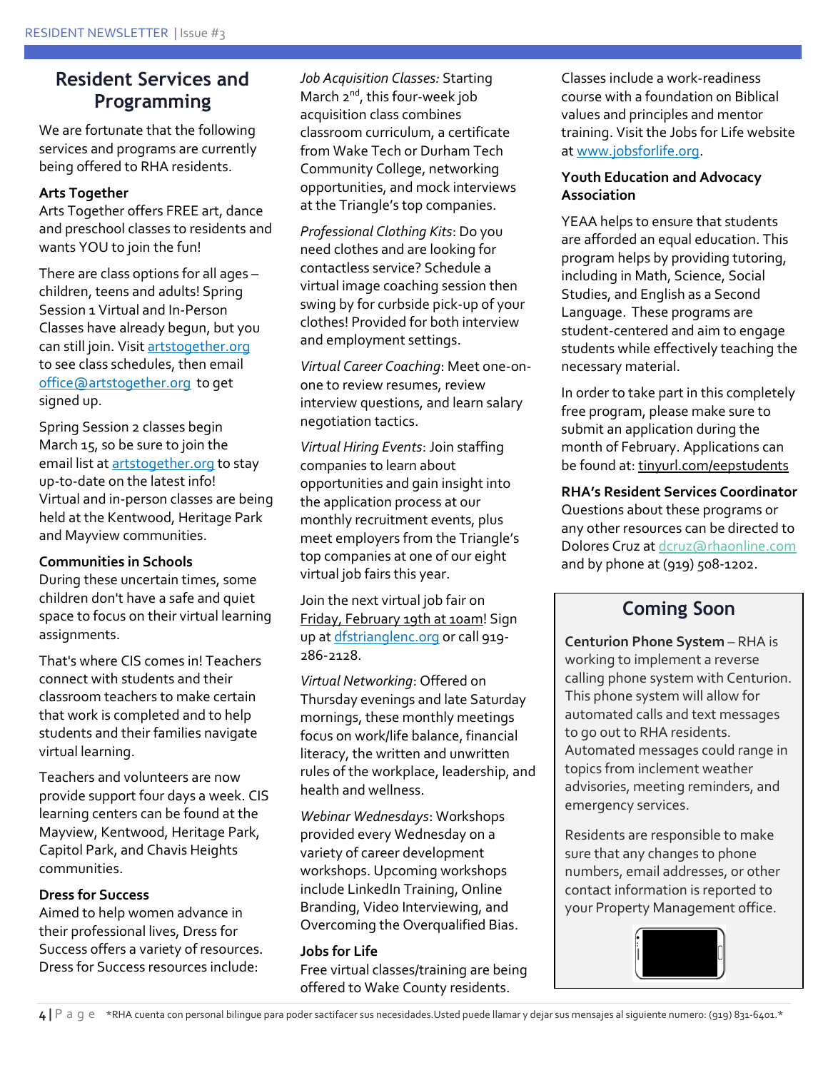## Resident Services and Programming

We are fortunate that the following services and programs are currently being offered to RHA residents.

**Arts Together**
Arts Together offers FREE art, dance and preschool classes to residents and wants YOU to join the fun!

There are class options for all ages – children, teens and adults! Spring Session 1 Virtual and In-Person Classes have already begun, but you can still join. Visit artstogether.org to see class schedules, then email office@artstogether.org to get signed up.

Spring Session 2 classes begin March 15, so be sure to join the email list at artstogether.org to stay up-to-date on the latest info!
Virtual and in-person classes are being held at the Kentwood, Heritage Park and Mayview communities.

**Communities in Schools**
During these uncertain times, some children don't have a safe and quiet space to focus on their virtual learning assignments.

That's where CIS comes in! Teachers connect with students and their classroom teachers to make certain that work is completed and to help students and their families navigate virtual learning.

Teachers and volunteers are now provide support four days a week. CIS learning centers can be found at the Mayview, Kentwood, Heritage Park, Capitol Park, and Chavis Heights communities.

**Dress for Success**
Aimed to help women advance in their professional lives, Dress for Success offers a variety of resources. Dress for Success resources include:

*Job Acquisition Classes:* Starting March 2nd, this four-week job acquisition class combines classroom curriculum, a certificate from Wake Tech or Durham Tech Community College, networking opportunities, and mock interviews at the Triangle's top companies.

*Professional Clothing Kits*: Do you need clothes and are looking for contactless service? Schedule a virtual image coaching session then swing by for curbside pick-up of your clothes! Provided for both interview and employment settings.

*Virtual Career Coaching*: Meet one-on-one to review resumes, review interview questions, and learn salary negotiation tactics.

*Virtual Hiring Events*: Join staffing companies to learn about opportunities and gain insight into the application process at our monthly recruitment events, plus meet employers from the Triangle's top companies at one of our eight virtual job fairs this year.

Join the next virtual job fair on Friday, February 19th at 10am! Sign up at dfstrianglenc.org or call 919-286-2128.

*Virtual Networking*: Offered on Thursday evenings and late Saturday mornings, these monthly meetings focus on work/life balance, financial literacy, the written and unwritten rules of the workplace, leadership, and health and wellness.

*Webinar Wednesdays*: Workshops provided every Wednesday on a variety of career development workshops. Upcoming workshops include LinkedIn Training, Online Branding, Video Interviewing, and Overcoming the Overqualified Bias.

**Jobs for Life**
Free virtual classes/training are being offered to Wake County residents. Classes include a work-readiness course with a foundation on Biblical values and principles and mentor training. Visit the Jobs for Life website at www.jobsforlife.org.

**Youth Education and Advocacy Association**

YEAA helps to ensure that students are afforded an equal education. This program helps by providing tutoring, including in Math, Science, Social Studies, and English as a Second Language. These programs are student-centered and aim to engage students while effectively teaching the necessary material.

In order to take part in this completely free program, please make sure to submit an application during the month of February. Applications can be found at: tinyurl.com/eepstudents

**RHA's Resident Services Coordinator**
Questions about these programs or any other resources can be directed to Dolores Cruz at dcruz@rhaonline.com and by phone at (919) 508-1202.

## Coming Soon

**Centurion Phone System** – RHA is working to implement a reverse calling phone system with Centurion. This phone system will allow for automated calls and text messages to go out to RHA residents. Automated messages could range in topics from inclement weather advisories, meeting reminders, and emergency services.

Residents are responsible to make sure that any changes to phone numbers, email addresses, or other contact information is reported to your Property Management office.

*RHA cuenta con personal bilingue para poder sactifacer sus necesidades.Usted puede llamar y dejar sus mensajes al siguiente numero: (919) 831-6401.*